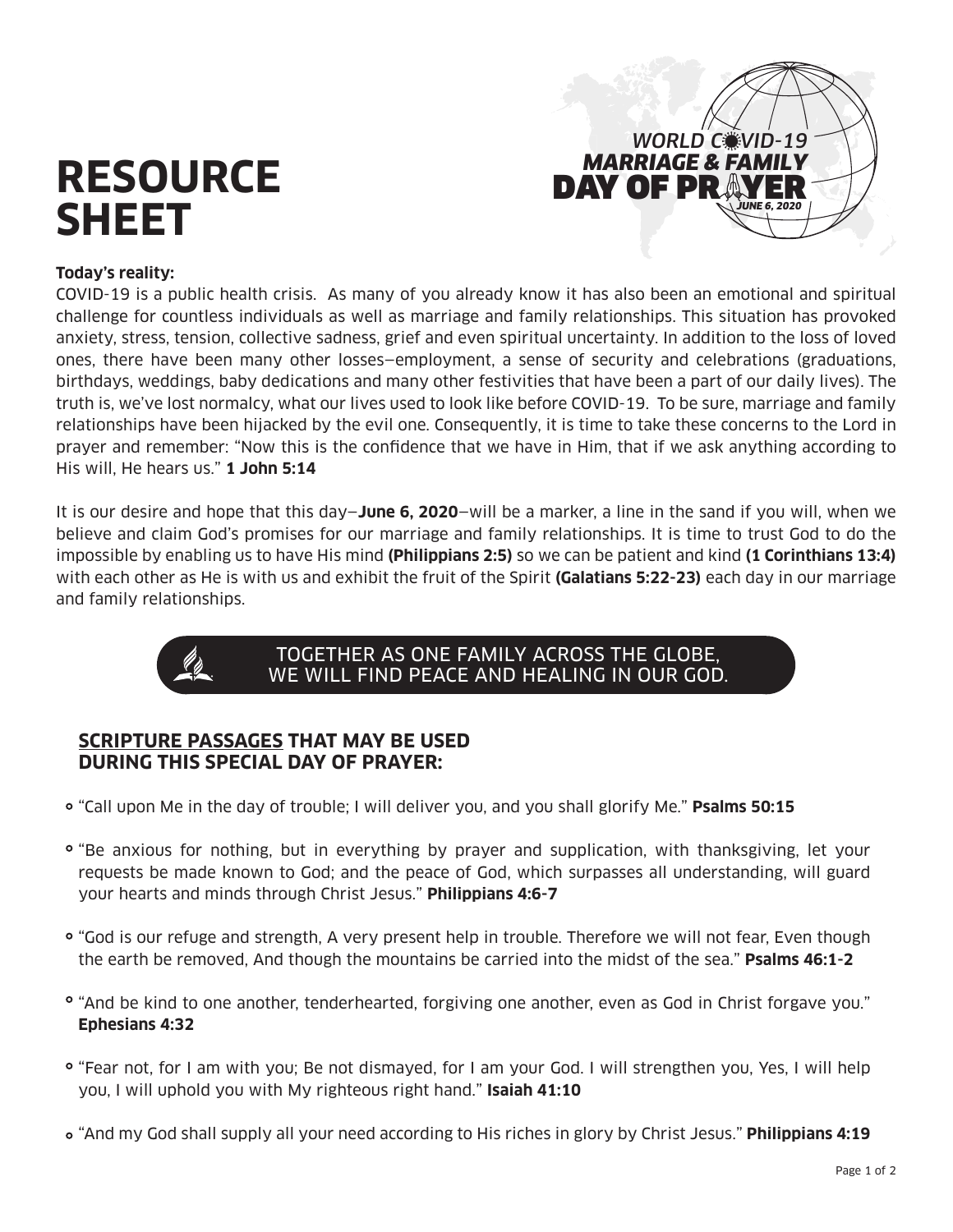# RESOURCE SHEET

*WORLD COVID-19*
*MARRIAGE & FAMILY*
**DAY OF PRAYER**
*JUNE 6, 2020*

**Today's reality:**

COVID-19 is a public health crisis. As many of you already know it has also been an emotional and spiritual challenge for countless individuals as well as marriage and family relationships. This situation has provoked anxiety, stress, tension, collective sadness, grief and even spiritual uncertainty. In addition to the loss of loved ones, there have been many other losses—employment, a sense of security and celebrations (graduations, birthdays, weddings, baby dedications and many other festivities that have been a part of our daily lives). The truth is, we've lost normalcy, what our lives used to look like before COVID-19. To be sure, marriage and family relationships have been hijacked by the evil one. Consequently, it is time to take these concerns to the Lord in prayer and remember: "Now this is the confidence that we have in Him, that if we ask anything according to His will, He hears us." **1 John 5:14**

It is our desire and hope that this day—**June 6, 2020**—will be a marker, a line in the sand if you will, when we believe and claim God's promises for our marriage and family relationships. It is time to trust God to do the impossible by enabling us to have His mind **(Philippians 2:5)** so we can be patient and kind **(1 Corinthians 13:4)** with each other as He is with us and exhibit the fruit of the Spirit **(Galatians 5:22-23)** each day in our marriage and family relationships.

TOGETHER AS ONE FAMILY ACROSS THE GLOBE, WE WILL FIND PEACE AND HEALING IN OUR GOD.

## SCRIPTURE PASSAGES THAT MAY BE USED DURING THIS SPECIAL DAY OF PRAYER:

- "Call upon Me in the day of trouble; I will deliver you, and you shall glorify Me." **Psalms 50:15**
- "Be anxious for nothing, but in everything by prayer and supplication, with thanksgiving, let your requests be made known to God; and the peace of God, which surpasses all understanding, will guard your hearts and minds through Christ Jesus." **Philippians 4:6-7**
- "God is our refuge and strength, A very present help in trouble. Therefore we will not fear, Even though the earth be removed, And though the mountains be carried into the midst of the sea." **Psalms 46:1-2**
- "And be kind to one another, tenderhearted, forgiving one another, even as God in Christ forgave you." **Ephesians 4:32**
- "Fear not, for I am with you; Be not dismayed, for I am your God. I will strengthen you, Yes, I will help you, I will uphold you with My righteous right hand." **Isaiah 41:10**
- "And my God shall supply all your need according to His riches in glory by Christ Jesus." **Philippians 4:19**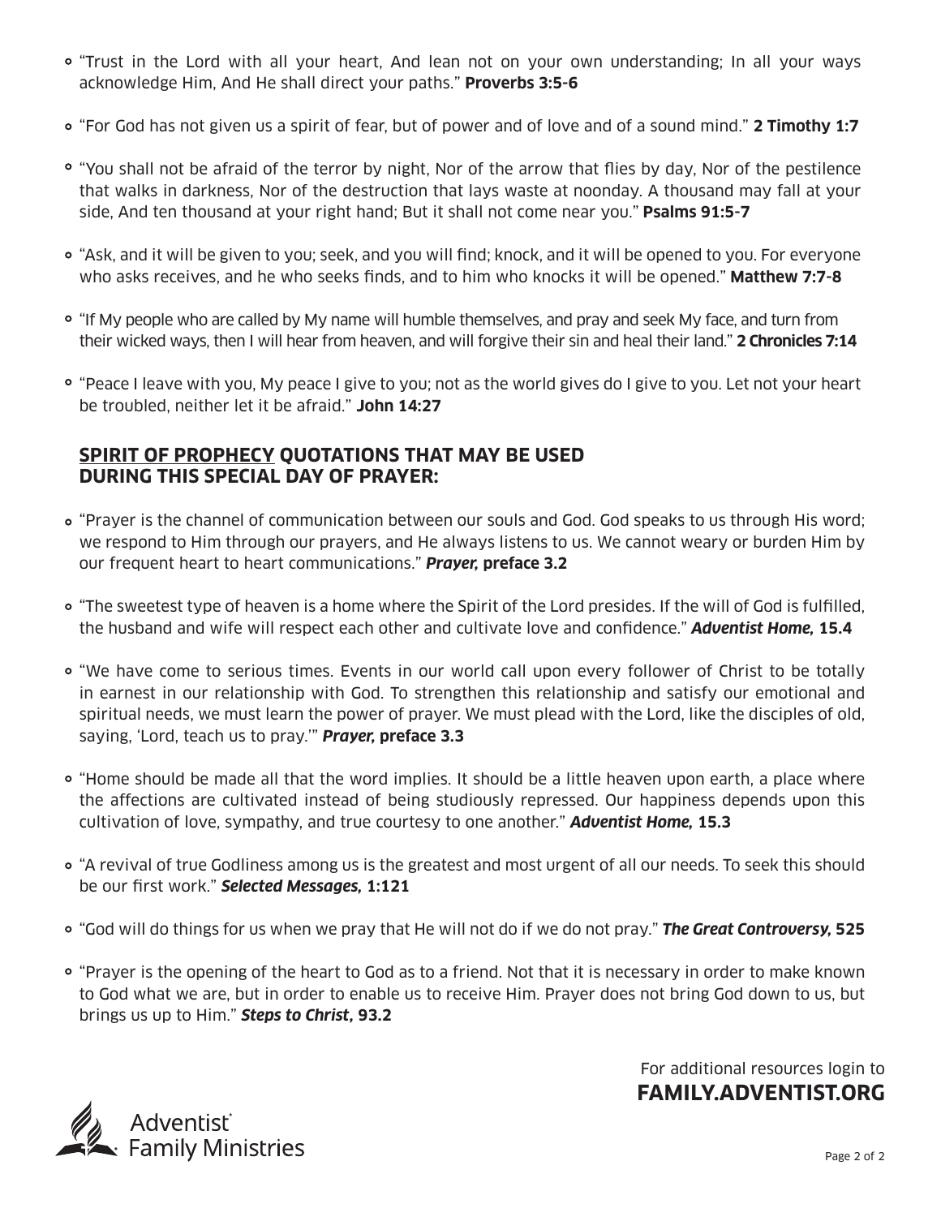- "Trust in the Lord with all your heart, And lean not on your own understanding; In all your ways acknowledge Him, And He shall direct your paths." **Proverbs 3:5-6**

- "For God has not given us a spirit of fear, but of power and of love and of a sound mind." **2 Timothy 1:7**

- "You shall not be afraid of the terror by night, Nor of the arrow that flies by day, Nor of the pestilence that walks in darkness, Nor of the destruction that lays waste at noonday. A thousand may fall at your side, And ten thousand at your right hand; But it shall not come near you." **Psalms 91:5-7**

- "Ask, and it will be given to you; seek, and you will find; knock, and it will be opened to you. For everyone who asks receives, and he who seeks finds, and to him who knocks it will be opened." **Matthew 7:7-8**

- "If My people who are called by My name will humble themselves, and pray and seek My face, and turn from their wicked ways, then I will hear from heaven, and will forgive their sin and heal their land." **2 Chronicles 7:14**

- "Peace I leave with you, My peace I give to you; not as the world gives do I give to you. Let not your heart be troubled, neither let it be afraid." **John 14:27**

## SPIRIT OF PROPHECY QUOTATIONS THAT MAY BE USED DURING THIS SPECIAL DAY OF PRAYER:

- "Prayer is the channel of communication between our souls and God. God speaks to us through His word; we respond to Him through our prayers, and He always listens to us. We cannot weary or burden Him by our frequent heart to heart communications." ***Prayer,* preface 3.2**

- "The sweetest type of heaven is a home where the Spirit of the Lord presides. If the will of God is fulfilled, the husband and wife will respect each other and cultivate love and confidence." ***Adventist Home,* 15.4**

- "We have come to serious times. Events in our world call upon every follower of Christ to be totally in earnest in our relationship with God. To strengthen this relationship and satisfy our emotional and spiritual needs, we must learn the power of prayer. We must plead with the Lord, like the disciples of old, saying, 'Lord, teach us to pray.'" ***Prayer,* preface 3.3**

- "Home should be made all that the word implies. It should be a little heaven upon earth, a place where the affections are cultivated instead of being studiously repressed. Our happiness depends upon this cultivation of love, sympathy, and true courtesy to one another." ***Adventist Home,* 15.3**

- "A revival of true Godliness among us is the greatest and most urgent of all our needs. To seek this should be our first work." ***Selected Messages,* 1:121**

- "God will do things for us when we pray that He will not do if we do not pray." ***The Great Controversy,* 525**

- "Prayer is the opening of the heart to God as to a friend. Not that it is necessary in order to make known to God what we are, but in order to enable us to receive Him. Prayer does not bring God down to us, but brings us up to Him." ***Steps to Christ,* 93.2**

For additional resources login to
**FAMILY.ADVENTIST.ORG**

Adventist Family Ministries